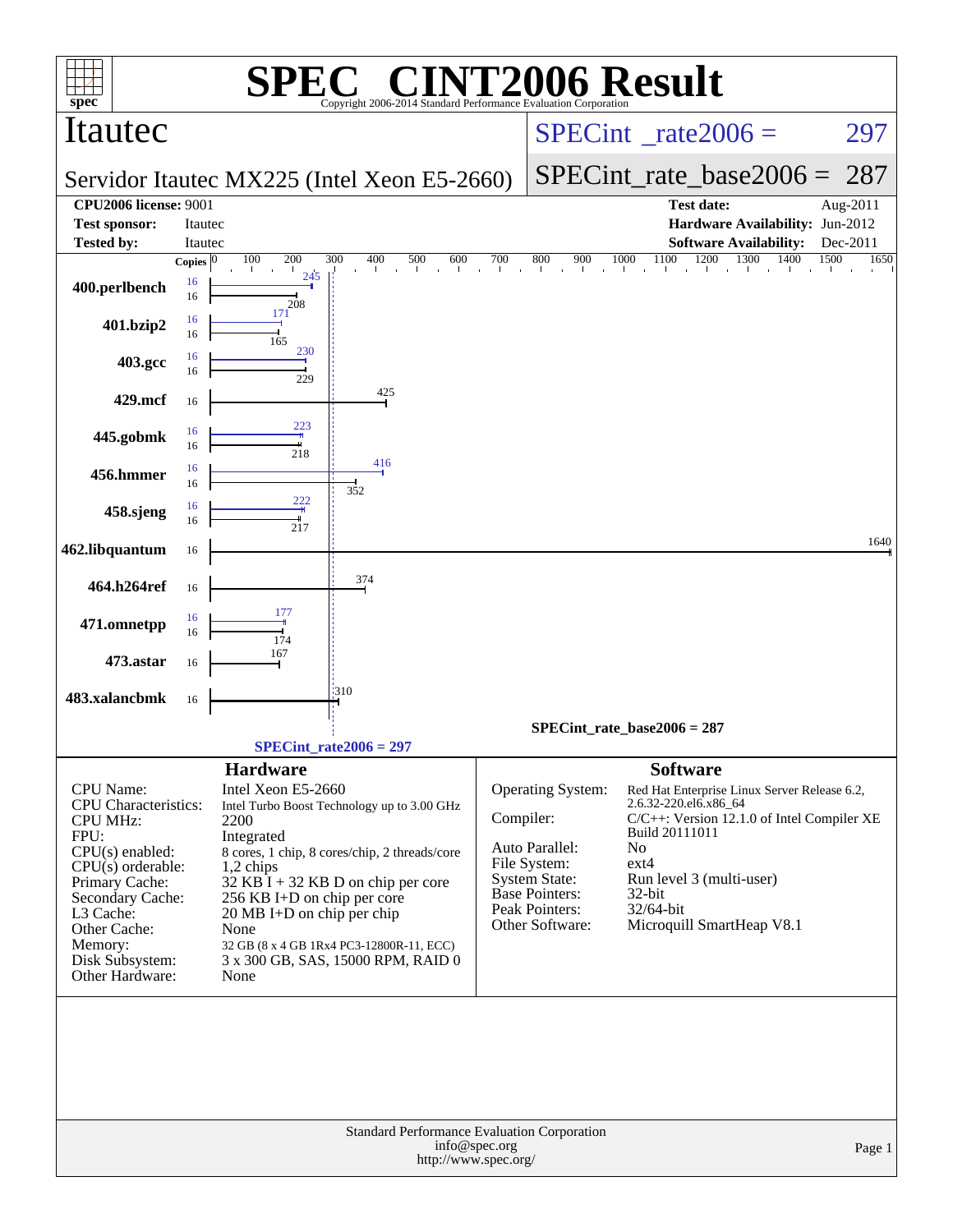# SPEC CINT2006 Result

Copyright 2006-2014 Standard Performance Evaluation Corporation

## Itautec

**Servidor Itautec MX225 (Intel Xeon E5-2660)**

SPECint_rate2006 = 297

SPECint_rate_base2006 = 287

| | | | |
|---|---|---|---|
| **CPU2006 license:** | 9001 | **Test date:** | Aug-2011 |
| **Test sponsor:** | Itautec | **Hardware Availability:** | Jun-2012 |
| **Tested by:** | Itautec | **Software Availability:** | Dec-2011 |

| Benchmark | Copies (peak) | Peak | Copies (base) | Base |
|---|---|---|---|---|
| 400.perlbench | 16 | 245 | 16 | 208 |
| 401.bzip2 | 16 | 171 | 16 | 165 |
| 403.gcc | 16 | 230 | 16 | 229 |
| 429.mcf | | | 16 | 425 |
| 445.gobmk | 16 | 223 | 16 | 218 |
| 456.hmmer | 16 | 416 | 16 | 352 |
| 458.sjeng | 16 | 222 | 16 | 217 |
| 462.libquantum | | | 16 | 1640 |
| 464.h264ref | | | 16 | 374 |
| 471.omnetpp | 16 | 177 | 16 | 174 |
| 473.astar | | | 16 | 167 |
| 483.xalancbmk | | | 16 | 310 |

SPECint_rate_base2006 = 287

SPECint_rate2006 = 297

## Hardware

| | |
|---|---|
| CPU Name: | Intel Xeon E5-2660 |
| CPU Characteristics: | Intel Turbo Boost Technology up to 3.00 GHz |
| CPU MHz: | 2200 |
| FPU: | Integrated |
| CPU(s) enabled: | 8 cores, 1 chip, 8 cores/chip, 2 threads/core |
| CPU(s) orderable: | 1,2 chips |
| Primary Cache: | 32 KB I + 32 KB D on chip per core |
| Secondary Cache: | 256 KB I+D on chip per core |
| L3 Cache: | 20 MB I+D on chip per chip |
| Other Cache: | None |
| Memory: | 32 GB (8 x 4 GB 1Rx4 PC3-12800R-11, ECC) |
| Disk Subsystem: | 3 x 300 GB, SAS, 15000 RPM, RAID 0 |
| Other Hardware: | None |

## Software

| | |
|---|---|
| Operating System: | Red Hat Enterprise Linux Server Release 6.2, 2.6.32-220.el6.x86_64 |
| Compiler: | C/C++: Version 12.1.0 of Intel Compiler XE Build 20111011 |
| Auto Parallel: | No |
| File System: | ext4 |
| System State: | Run level 3 (multi-user) |
| Base Pointers: | 32-bit |
| Peak Pointers: | 32/64-bit |
| Other Software: | Microquill SmartHeap V8.1 |

Standard Performance Evaluation Corporation
info@spec.org
http://www.spec.org/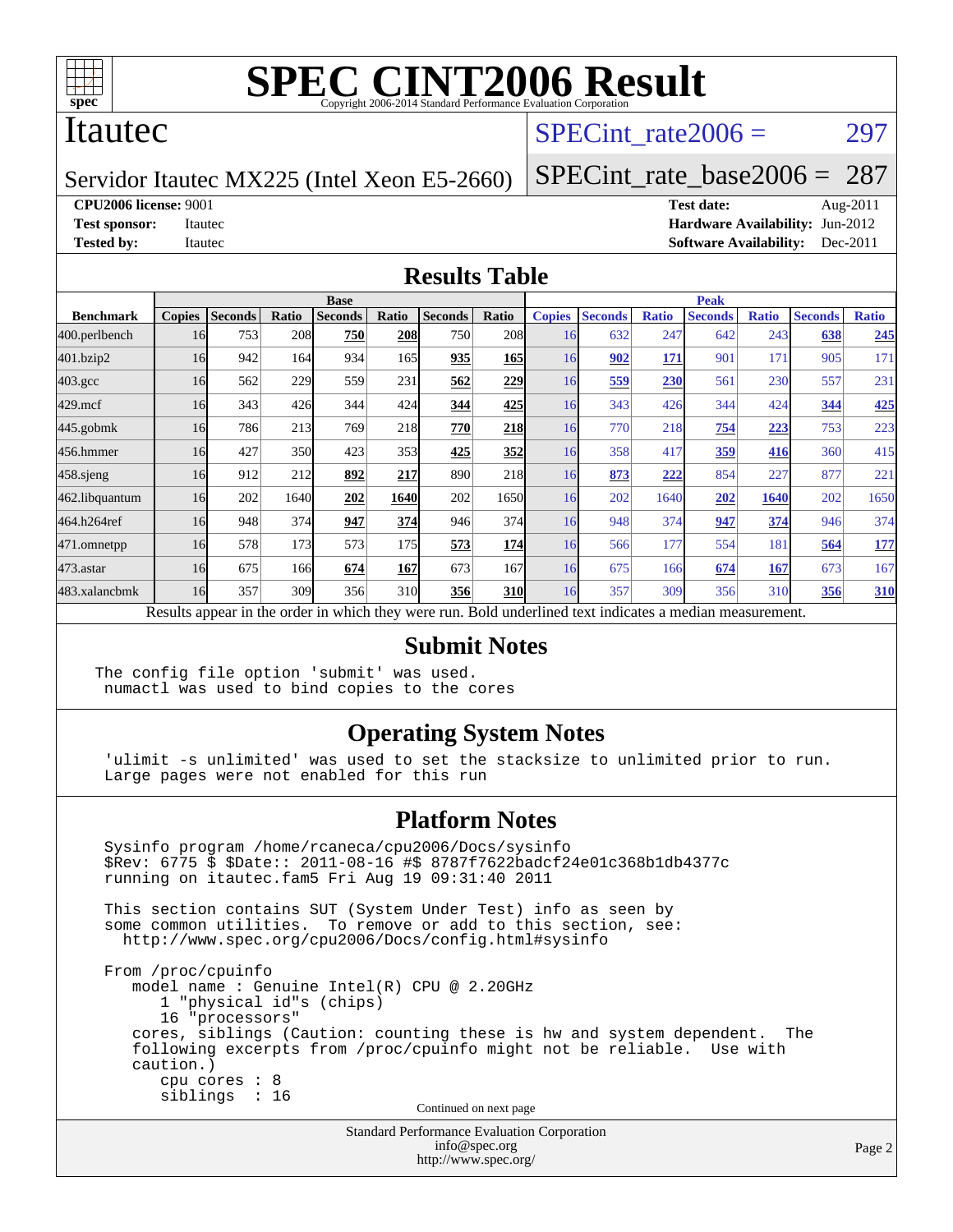# SPEC CINT2006 Result

Copyright 2006-2014 Standard Performance Evaluation Corporation

## Itautec

Servidor Itautec MX225 (Intel Xeon E5-2660)

SPECint_rate2006 = 297

SPECint_rate_base2006 = 287

**CPU2006 license:** 9001
**Test sponsor:** Itautec
**Tested by:** Itautec

**Test date:** Aug-2011
**Hardware Availability:** Jun-2012
**Software Availability:** Dec-2011

## Results Table

| Benchmark | Base | | | | | | | Peak | | | | | | |
|---|---|---|---|---|---|---|---|---|---|---|---|---|---|---|
| | Copies | Seconds | Ratio | Seconds | Ratio | Seconds | Ratio | Copies | Seconds | Ratio | Seconds | Ratio | Seconds | Ratio |
| 400.perlbench | 16 | 753 | 208 | **750** | **208** | 750 | 208 | 16 | 632 | 247 | 642 | 243 | **638** | **245** |
| 401.bzip2 | 16 | 942 | 164 | 934 | 165 | **935** | **165** | 16 | **902** | **171** | 901 | 171 | 905 | 171 |
| 403.gcc | 16 | 562 | 229 | 559 | 231 | **562** | **229** | 16 | **559** | **230** | 561 | 230 | 557 | 231 |
| 429.mcf | 16 | 343 | 426 | 344 | 424 | **344** | **425** | 16 | 343 | 426 | 344 | 424 | **344** | **425** |
| 445.gobmk | 16 | 786 | 213 | 769 | 218 | **770** | **218** | 16 | 770 | 218 | **754** | **223** | 753 | 223 |
| 456.hmmer | 16 | 427 | 350 | 423 | 353 | **425** | **352** | 16 | 358 | 417 | **359** | **416** | 360 | 415 |
| 458.sjeng | 16 | 912 | 212 | **892** | **217** | 890 | 218 | 16 | **873** | **222** | 854 | 227 | 877 | 221 |
| 462.libquantum | 16 | 202 | 1640 | **202** | **1640** | 202 | 1650 | 16 | 202 | 1640 | **202** | **1640** | 202 | 1650 |
| 464.h264ref | 16 | 948 | 374 | **947** | **374** | 946 | 374 | 16 | 948 | 374 | **947** | **374** | 946 | 374 |
| 471.omnetpp | 16 | 578 | 173 | 573 | 175 | **573** | **174** | 16 | 566 | 177 | 554 | 181 | **564** | **177** |
| 473.astar | 16 | 675 | 166 | **674** | **167** | 673 | 167 | 16 | 675 | 166 | **674** | **167** | 673 | 167 |
| 483.xalancbmk | 16 | 357 | 309 | 356 | 310 | **356** | **310** | 16 | 357 | 309 | 356 | 310 | **356** | **310** |

Results appear in the order in which they were run. Bold underlined text indicates a median measurement.

## Submit Notes

```
The config file option 'submit' was used.
 numactl was used to bind copies to the cores
```

## Operating System Notes

```
 'ulimit -s unlimited' was used to set the stacksize to unlimited prior to run.
 Large pages were not enabled for this run
```

## Platform Notes

```
 Sysinfo program /home/rcaneca/cpu2006/Docs/sysinfo
 $Rev: 6775 $ $Date:: 2011-08-16 #$ 8787f7622badcf24e01c368b1db4377c
 running on itautec.fam5 Fri Aug 19 09:31:40 2011

 This section contains SUT (System Under Test) info as seen by
 some common utilities.  To remove or add to this section, see:
   http://www.spec.org/cpu2006/Docs/config.html#sysinfo

 From /proc/cpuinfo
    model name : Genuine Intel(R) CPU @ 2.20GHz
       1 "physical id"s (chips)
       16 "processors"
    cores, siblings (Caution: counting these is hw and system dependent.  The
    following excerpts from /proc/cpuinfo might not be reliable.  Use with
    caution.)
       cpu cores : 8
       siblings  : 16
```

Continued on next page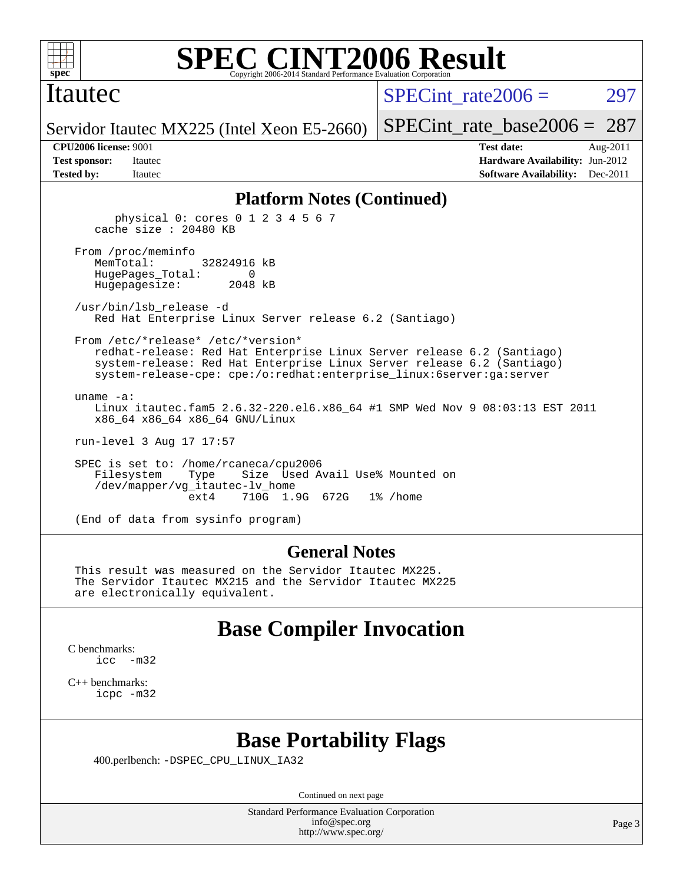## Platform Notes (Continued)

```
        physical 0: cores 0 1 2 3 4 5 6 7
    cache size : 20480 KB

 From /proc/meminfo
    MemTotal:       32824916 kB
    HugePages_Total:       0
    Hugepagesize:       2048 kB

 /usr/bin/lsb_release -d
    Red Hat Enterprise Linux Server release 6.2 (Santiago)

 From /etc/*release* /etc/*version*
    redhat-release: Red Hat Enterprise Linux Server release 6.2 (Santiago)
    system-release: Red Hat Enterprise Linux Server release 6.2 (Santiago)
    system-release-cpe: cpe:/o:redhat:enterprise_linux:6server:ga:server

 uname -a:
    Linux itautec.fam5 2.6.32-220.el6.x86_64 #1 SMP Wed Nov 9 08:03:13 EST 2011
    x86_64 x86_64 x86_64 GNU/Linux

 run-level 3 Aug 17 17:57

 SPEC is set to: /home/rcaneca/cpu2006
    Filesystem    Type    Size  Used Avail Use% Mounted on
    /dev/mapper/vg_itautec-lv_home
                  ext4    710G  1.9G  672G   1% /home

 (End of data from sysinfo program)
```

## General Notes

```
This result was measured on the Servidor Itautec MX225.
The Servidor Itautec MX215 and the Servidor Itautec MX225
are electronically equivalent.
```

## Base Compiler Invocation

C benchmarks:
 icc -m32

C++ benchmarks:
 icpc -m32

## Base Portability Flags

400.perlbench: -DSPEC_CPU_LINUX_IA32

Continued on next page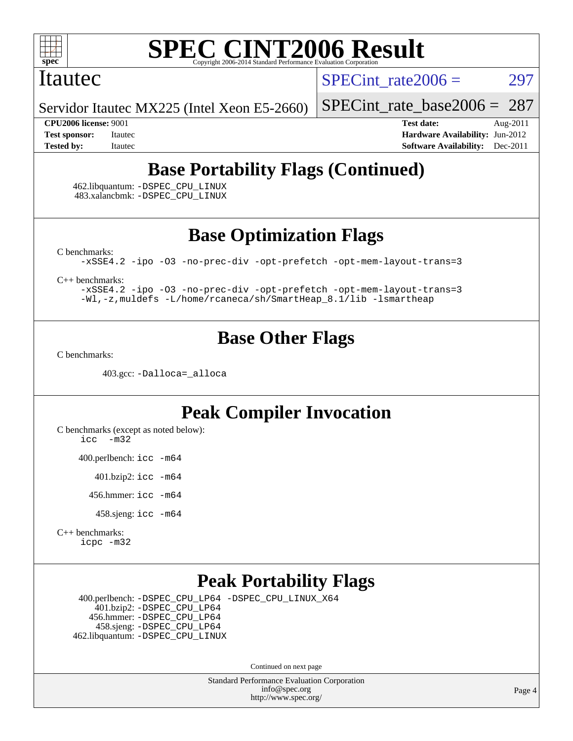# SPEC CINT2006 Result

Itautec

Servidor Itautec MX225 (Intel Xeon E5-2660)

SPECint_rate2006 = 297

SPECint_rate_base2006 = 287

**CPU2006 license:** 9001
**Test sponsor:** Itautec
**Tested by:** Itautec

**Test date:** Aug-2011
**Hardware Availability:** Jun-2012
**Software Availability:** Dec-2011

## Base Portability Flags (Continued)

462.libquantum: -DSPEC_CPU_LINUX
483.xalancbmk: -DSPEC_CPU_LINUX

## Base Optimization Flags

C benchmarks:
```
-xSSE4.2 -ipo -O3 -no-prec-div -opt-prefetch -opt-mem-layout-trans=3
```

C++ benchmarks:
```
-xSSE4.2 -ipo -O3 -no-prec-div -opt-prefetch -opt-mem-layout-trans=3
-Wl,-z,muldefs -L/home/rcaneca/sh/SmartHeap_8.1/lib -lsmartheap
```

## Base Other Flags

C benchmarks:

403.gcc: -Dalloca=_alloca

## Peak Compiler Invocation

C benchmarks (except as noted below):
```
icc -m32
```

400.perlbench: icc -m64

401.bzip2: icc -m64

456.hmmer: icc -m64

458.sjeng: icc -m64

C++ benchmarks:
```
icpc -m32
```

## Peak Portability Flags

400.perlbench: -DSPEC_CPU_LP64 -DSPEC_CPU_LINUX_X64
401.bzip2: -DSPEC_CPU_LP64
456.hmmer: -DSPEC_CPU_LP64
458.sjeng: -DSPEC_CPU_LP64
462.libquantum: -DSPEC_CPU_LINUX

Continued on next page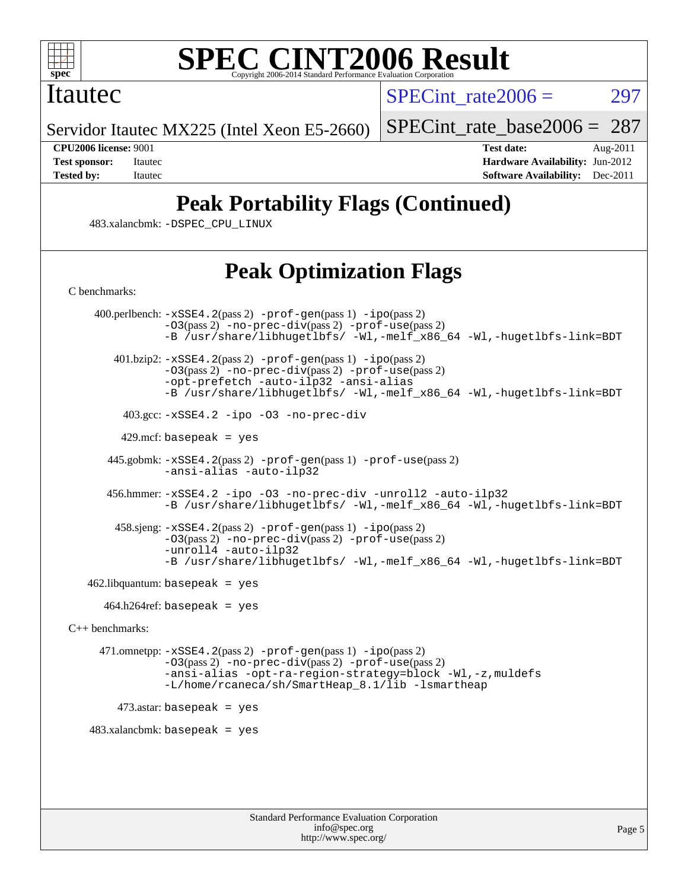# SPEC CINT2006 Result

Copyright 2006-2014 Standard Performance Evaluation Corporation

Itautec

Servidor Itautec MX225 (Intel Xeon E5-2660)

SPECint_rate2006 = 297

SPECint_rate_base2006 = 287

**CPU2006 license:** 9001
**Test sponsor:** Itautec
**Tested by:** Itautec

**Test date:** Aug-2011
**Hardware Availability:** Jun-2012
**Software Availability:** Dec-2011

## Peak Portability Flags (Continued)

483.xalancbmk: -DSPEC_CPU_LINUX

## Peak Optimization Flags

C benchmarks:

400.perlbench: -xSSE4.2(pass 2) -prof-gen(pass 1) -ipo(pass 2) -O3(pass 2) -no-prec-div(pass 2) -prof-use(pass 2) -B /usr/share/libhugetlbfs/ -Wl,-melf_x86_64 -Wl,-hugetlbfs-link=BDT

401.bzip2: -xSSE4.2(pass 2) -prof-gen(pass 1) -ipo(pass 2) -O3(pass 2) -no-prec-div(pass 2) -prof-use(pass 2) -opt-prefetch -auto-ilp32 -ansi-alias -B /usr/share/libhugetlbfs/ -Wl,-melf_x86_64 -Wl,-hugetlbfs-link=BDT

403.gcc: -xSSE4.2 -ipo -O3 -no-prec-div

429.mcf: basepeak = yes

445.gobmk: -xSSE4.2(pass 2) -prof-gen(pass 1) -prof-use(pass 2) -ansi-alias -auto-ilp32

456.hmmer: -xSSE4.2 -ipo -O3 -no-prec-div -unroll2 -auto-ilp32 -B /usr/share/libhugetlbfs/ -Wl,-melf_x86_64 -Wl,-hugetlbfs-link=BDT

458.sjeng: -xSSE4.2(pass 2) -prof-gen(pass 1) -ipo(pass 2) -O3(pass 2) -no-prec-div(pass 2) -prof-use(pass 2) -unroll4 -auto-ilp32 -B /usr/share/libhugetlbfs/ -Wl,-melf_x86_64 -Wl,-hugetlbfs-link=BDT

462.libquantum: basepeak = yes

464.h264ref: basepeak = yes

C++ benchmarks:

471.omnetpp: -xSSE4.2(pass 2) -prof-gen(pass 1) -ipo(pass 2) -O3(pass 2) -no-prec-div(pass 2) -prof-use(pass 2) -ansi-alias -opt-ra-region-strategy=block -Wl,-z,muldefs -L/home/rcaneca/sh/SmartHeap_8.1/lib -lsmartheap

473.astar: basepeak = yes

483.xalancbmk: basepeak = yes

Standard Performance Evaluation Corporation
info@spec.org
http://www.spec.org/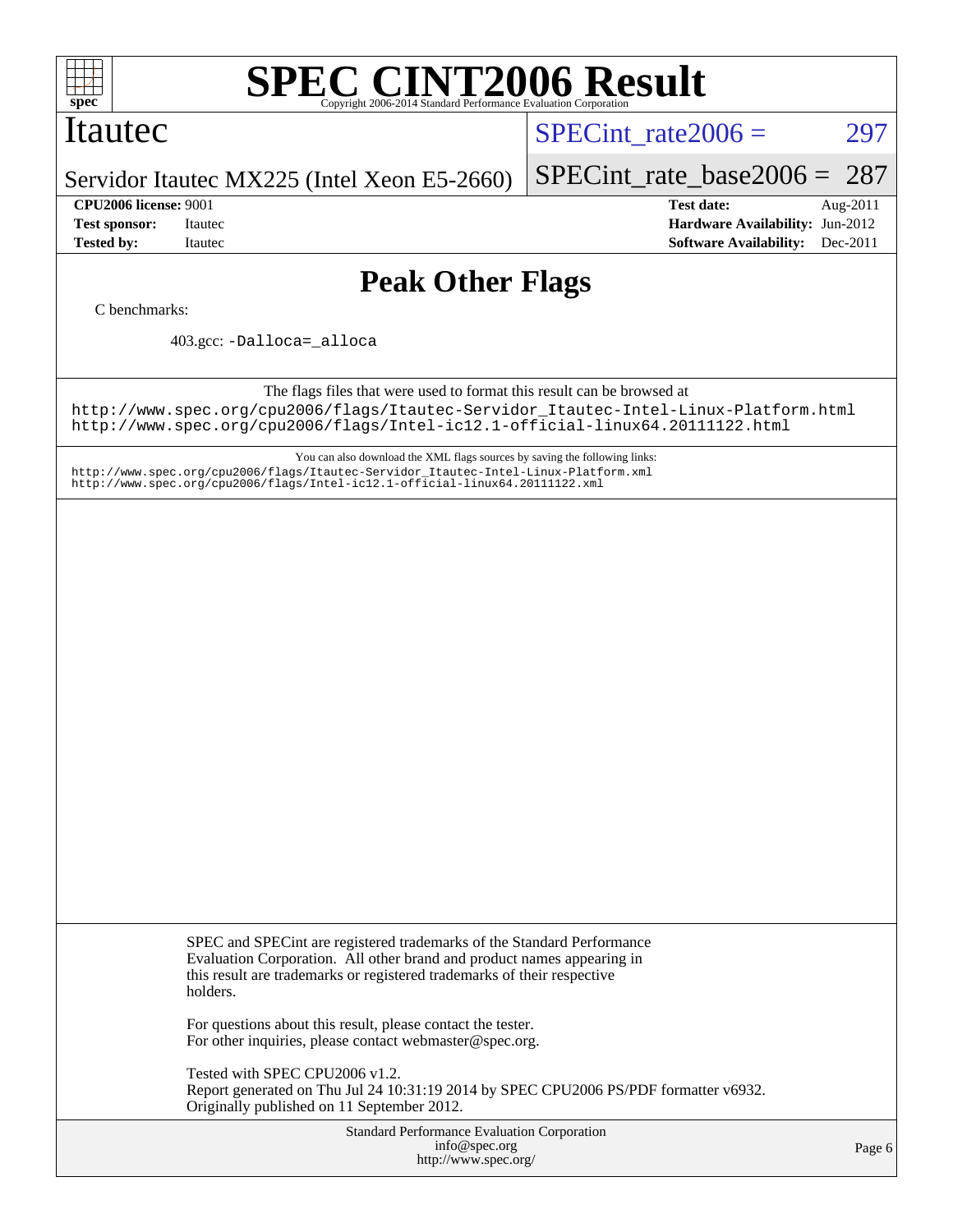# Peak Other Flags

C benchmarks:

403.gcc: -Dalloca=_alloca

The flags files that were used to format this result can be browsed at

http://www.spec.org/cpu2006/flags/Itautec-Servidor_Itautec-Intel-Linux-Platform.html
http://www.spec.org/cpu2006/flags/Intel-ic12.1-official-linux64.20111122.html

You can also download the XML flags sources by saving the following links:

http://www.spec.org/cpu2006/flags/Itautec-Servidor_Itautec-Intel-Linux-Platform.xml
http://www.spec.org/cpu2006/flags/Intel-ic12.1-official-linux64.20111122.xml

SPEC and SPECint are registered trademarks of the Standard Performance Evaluation Corporation. All other brand and product names appearing in this result are trademarks or registered trademarks of their respective holders.

For questions about this result, please contact the tester.
For other inquiries, please contact webmaster@spec.org.

Tested with SPEC CPU2006 v1.2.
Report generated on Thu Jul 24 10:31:19 2014 by SPEC CPU2006 PS/PDF formatter v6932.
Originally published on 11 September 2012.